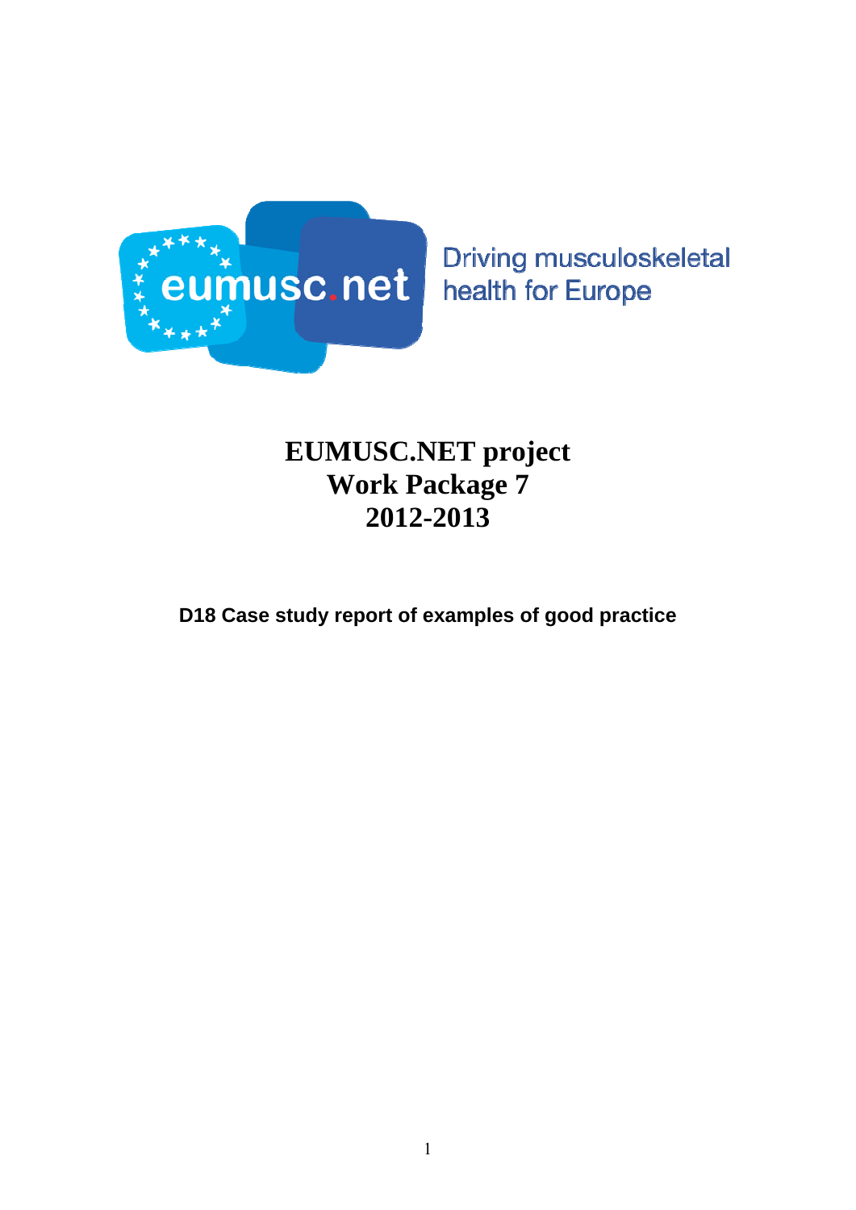eumusc.net

Driving musculoskeletal health for Europe

# EUMUSC.NET project
# Work Package 7
# 2012-2013

## D18 Case study report of examples of good practice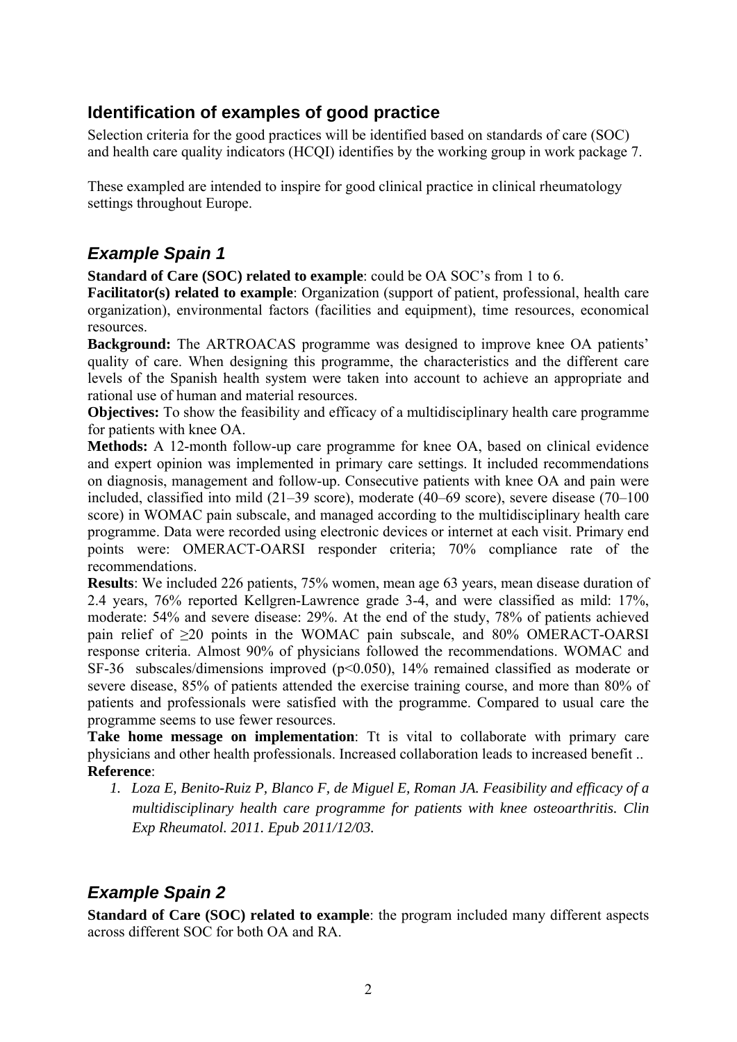## Identification of examples of good practice

Selection criteria for the good practices will be identified based on standards of care (SOC) and health care quality indicators (HCQI) identifies by the working group in work package 7.

These exampled are intended to inspire for good clinical practice in clinical rheumatology settings throughout Europe.

### *Example Spain 1*

**Standard of Care (SOC) related to example**: could be OA SOC's from 1 to 6.

**Facilitator(s) related to example**: Organization (support of patient, professional, health care organization), environmental factors (facilities and equipment), time resources, economical resources.

**Background:** The ARTROACAS programme was designed to improve knee OA patients' quality of care. When designing this programme, the characteristics and the different care levels of the Spanish health system were taken into account to achieve an appropriate and rational use of human and material resources.

**Objectives:** To show the feasibility and efficacy of a multidisciplinary health care programme for patients with knee OA.

**Methods:** A 12-month follow-up care programme for knee OA, based on clinical evidence and expert opinion was implemented in primary care settings. It included recommendations on diagnosis, management and follow-up. Consecutive patients with knee OA and pain were included, classified into mild (21–39 score), moderate (40–69 score), severe disease (70–100 score) in WOMAC pain subscale, and managed according to the multidisciplinary health care programme. Data were recorded using electronic devices or internet at each visit. Primary end points were: OMERACT-OARSI responder criteria; 70% compliance rate of the recommendations.

**Results**: We included 226 patients, 75% women, mean age 63 years, mean disease duration of 2.4 years, 76% reported Kellgren-Lawrence grade 3-4, and were classified as mild: 17%, moderate: 54% and severe disease: 29%. At the end of the study, 78% of patients achieved pain relief of ≥20 points in the WOMAC pain subscale, and 80% OMERACT-OARSI response criteria. Almost 90% of physicians followed the recommendations. WOMAC and SF-36 subscales/dimensions improved ($p<0.050$), 14% remained classified as moderate or severe disease, 85% of patients attended the exercise training course, and more than 80% of patients and professionals were satisfied with the programme. Compared to usual care the programme seems to use fewer resources.

**Take home message on implementation**: Tt is vital to collaborate with primary care physicians and other health professionals. Increased collaboration leads to increased benefit ..

**Reference**:

1. *Loza E, Benito-Ruiz P, Blanco F, de Miguel E, Roman JA. Feasibility and efficacy of a multidisciplinary health care programme for patients with knee osteoarthritis. Clin Exp Rheumatol. 2011. Epub 2011/12/03.*

### *Example Spain 2*

**Standard of Care (SOC) related to example**: the program included many different aspects across different SOC for both OA and RA.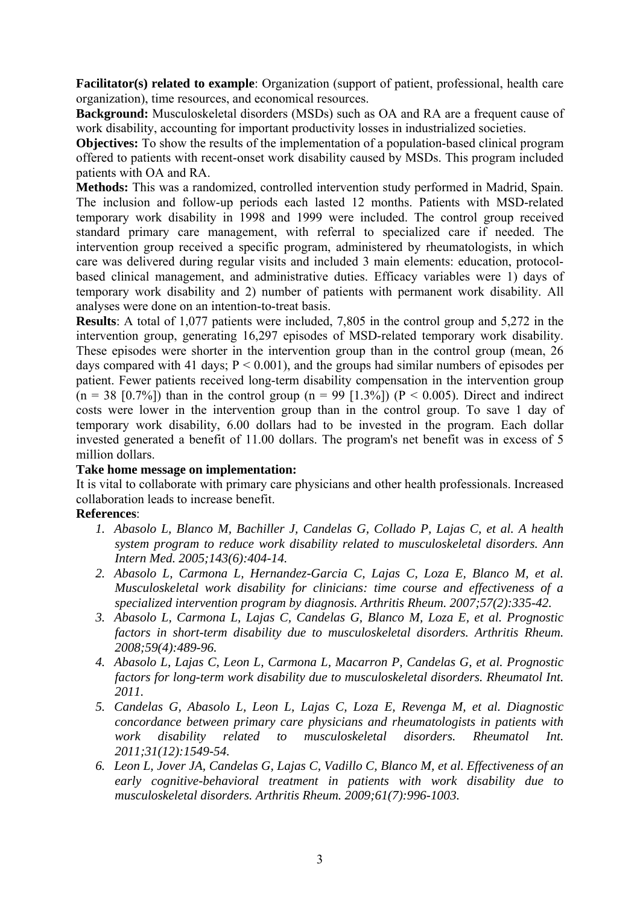**Facilitator(s) related to example**: Organization (support of patient, professional, health care organization), time resources, and economical resources.

**Background:** Musculoskeletal disorders (MSDs) such as OA and RA are a frequent cause of work disability, accounting for important productivity losses in industrialized societies.

**Objectives:** To show the results of the implementation of a population-based clinical program offered to patients with recent-onset work disability caused by MSDs. This program included patients with OA and RA.

**Methods:** This was a randomized, controlled intervention study performed in Madrid, Spain. The inclusion and follow-up periods each lasted 12 months. Patients with MSD-related temporary work disability in 1998 and 1999 were included. The control group received standard primary care management, with referral to specialized care if needed. The intervention group received a specific program, administered by rheumatologists, in which care was delivered during regular visits and included 3 main elements: education, protocol-based clinical management, and administrative duties. Efficacy variables were 1) days of temporary work disability and 2) number of patients with permanent work disability. All analyses were done on an intention-to-treat basis.

**Results**: A total of 1,077 patients were included, 7,805 in the control group and 5,272 in the intervention group, generating 16,297 episodes of MSD-related temporary work disability. These episodes were shorter in the intervention group than in the control group (mean, 26 days compared with 41 days; $P < 0.001$), and the groups had similar numbers of episodes per patient. Fewer patients received long-term disability compensation in the intervention group (n = 38 [0.7%]) than in the control group (n = 99 [1.3%]) ($P < 0.005$). Direct and indirect costs were lower in the intervention group than in the control group. To save 1 day of temporary work disability, 6.00 dollars had to be invested in the program. Each dollar invested generated a benefit of 11.00 dollars. The program's net benefit was in excess of 5 million dollars.

**Take home message on implementation:**

It is vital to collaborate with primary care physicians and other health professionals. Increased collaboration leads to increase benefit.

**References**:

1. *Abasolo L, Blanco M, Bachiller J, Candelas G, Collado P, Lajas C, et al. A health system program to reduce work disability related to musculoskeletal disorders. Ann Intern Med. 2005;143(6):404-14.*
2. *Abasolo L, Carmona L, Hernandez-Garcia C, Lajas C, Loza E, Blanco M, et al. Musculoskeletal work disability for clinicians: time course and effectiveness of a specialized intervention program by diagnosis. Arthritis Rheum. 2007;57(2):335-42.*
3. *Abasolo L, Carmona L, Lajas C, Candelas G, Blanco M, Loza E, et al. Prognostic factors in short-term disability due to musculoskeletal disorders. Arthritis Rheum. 2008;59(4):489-96.*
4. *Abasolo L, Lajas C, Leon L, Carmona L, Macarron P, Candelas G, et al. Prognostic factors for long-term work disability due to musculoskeletal disorders. Rheumatol Int. 2011.*
5. *Candelas G, Abasolo L, Leon L, Lajas C, Loza E, Revenga M, et al. Diagnostic concordance between primary care physicians and rheumatologists in patients with work disability related to musculoskeletal disorders. Rheumatol Int. 2011;31(12):1549-54.*
6. *Leon L, Jover JA, Candelas G, Lajas C, Vadillo C, Blanco M, et al. Effectiveness of an early cognitive-behavioral treatment in patients with work disability due to musculoskeletal disorders. Arthritis Rheum. 2009;61(7):996-1003.*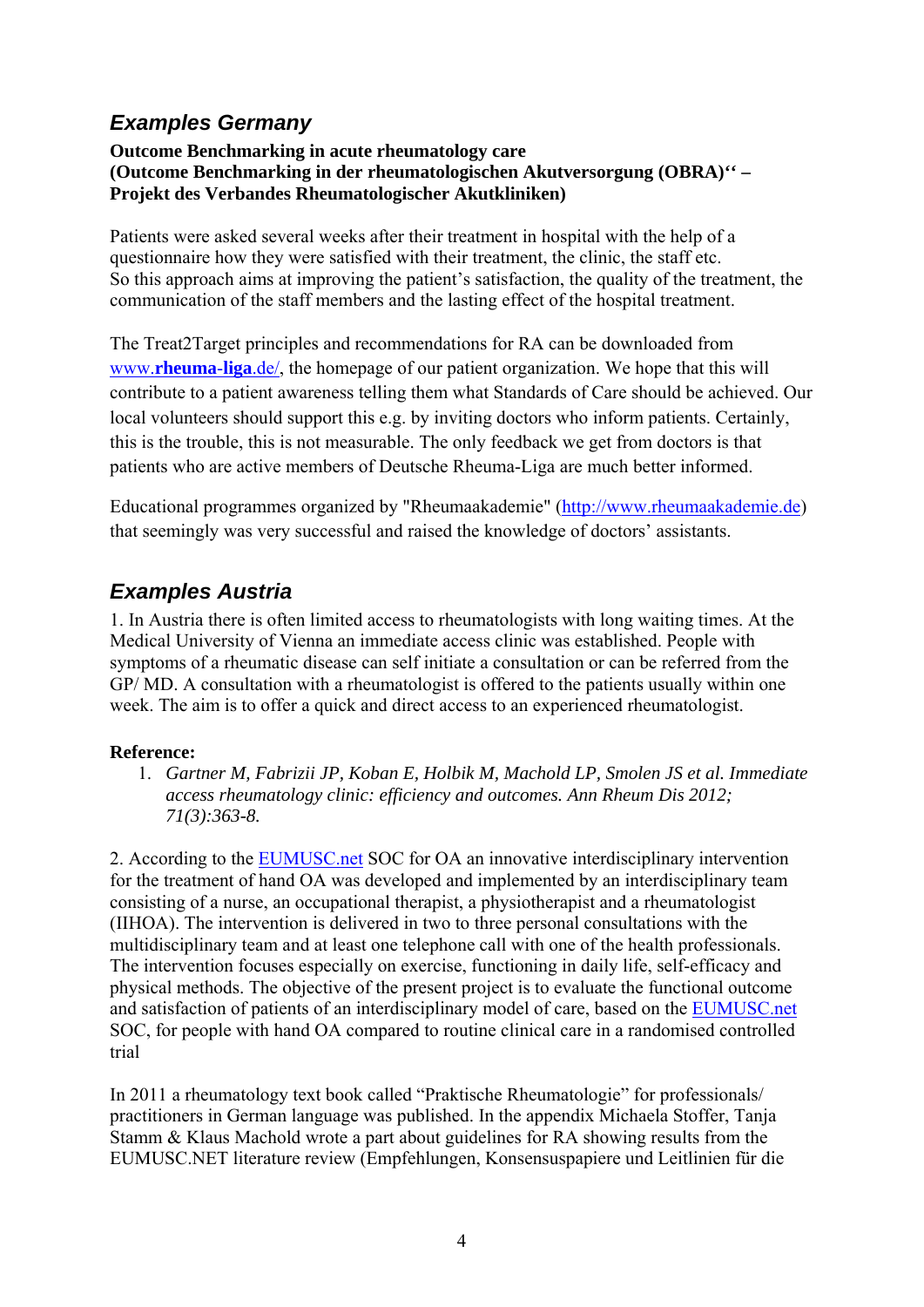## *Examples Germany*

**Outcome Benchmarking in acute rheumatology care**
**(Outcome Benchmarking in der rheumatologischen Akutversorgung (OBRA)‘‘ – Projekt des Verbandes Rheumatologischer Akutkliniken)**

Patients were asked several weeks after their treatment in hospital with the help of a questionnaire how they were satisfied with their treatment, the clinic, the staff etc.
So this approach aims at improving the patient's satisfaction, the quality of the treatment, the communication of the staff members and the lasting effect of the hospital treatment.

The Treat2Target principles and recommendations for RA can be downloaded from www.**rheuma-liga**.de/, the homepage of our patient organization. We hope that this will contribute to a patient awareness telling them what Standards of Care should be achieved. Our local volunteers should support this e.g. by inviting doctors who inform patients. Certainly, this is the trouble, this is not measurable. The only feedback we get from doctors is that patients who are active members of Deutsche Rheuma-Liga are much better informed.

Educational programmes organized by "Rheumaakademie" (http://www.rheumaakademie.de) that seemingly was very successful and raised the knowledge of doctors' assistants.

## *Examples Austria*

1. In Austria there is often limited access to rheumatologists with long waiting times. At the Medical University of Vienna an immediate access clinic was established. People with symptoms of a rheumatic disease can self initiate a consultation or can be referred from the GP/ MD. A consultation with a rheumatologist is offered to the patients usually within one week. The aim is to offer a quick and direct access to an experienced rheumatologist.

**Reference:**

1. *Gartner M, Fabrizii JP, Koban E, Holbik M, Machold LP, Smolen JS et al. Immediate access rheumatology clinic: efficiency and outcomes. Ann Rheum Dis 2012; 71(3):363-8.*

2. According to the EUMUSC.net SOC for OA an innovative interdisciplinary intervention for the treatment of hand OA was developed and implemented by an interdisciplinary team consisting of a nurse, an occupational therapist, a physiotherapist and a rheumatologist (IIHOA). The intervention is delivered in two to three personal consultations with the multidisciplinary team and at least one telephone call with one of the health professionals. The intervention focuses especially on exercise, functioning in daily life, self-efficacy and physical methods. The objective of the present project is to evaluate the functional outcome and satisfaction of patients of an interdisciplinary model of care, based on the EUMUSC.net SOC, for people with hand OA compared to routine clinical care in a randomised controlled trial

In 2011 a rheumatology text book called "Praktische Rheumatologie" for professionals/ practitioners in German language was published. In the appendix Michaela Stoffer, Tanja Stamm & Klaus Machold wrote a part about guidelines for RA showing results from the EUMUSC.NET literature review (Empfehlungen, Konsensuspapiere und Leitlinien für die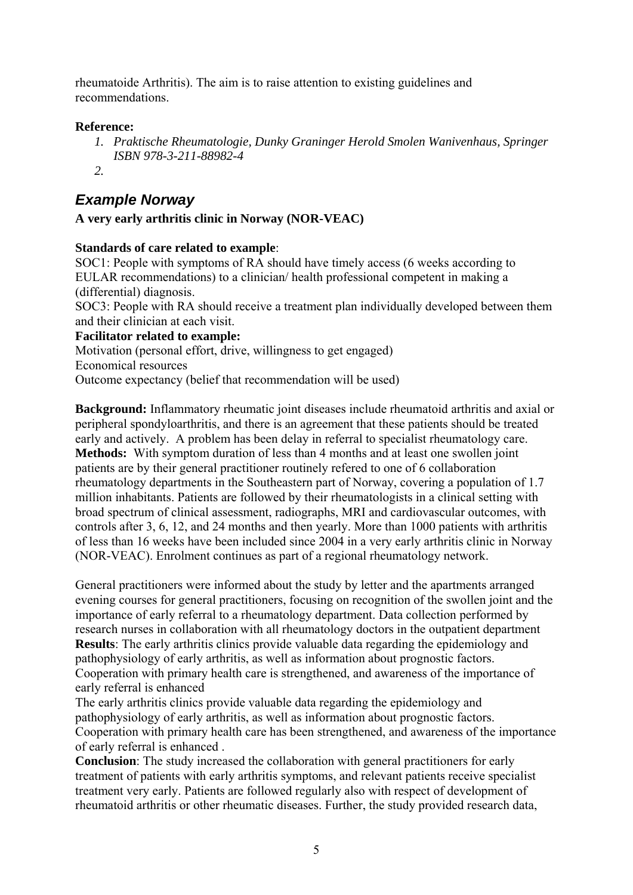rheumatoide Arthritis). The aim is to raise attention to existing guidelines and recommendations.

**Reference:**

1. *Praktische Rheumatologie, Dunky Graninger Herold Smolen Wanivenhaus, Springer ISBN 978-3-211-88982-4*
2. 

## *Example Norway*

**A very early arthritis clinic in Norway (NOR-VEAC)**

**Standards of care related to example**:
SOC1: People with symptoms of RA should have timely access (6 weeks according to EULAR recommendations) to a clinician/ health professional competent in making a (differential) diagnosis.
SOC3: People with RA should receive a treatment plan individually developed between them and their clinician at each visit.

**Facilitator related to example:**
Motivation (personal effort, drive, willingness to get engaged)
Economical resources
Outcome expectancy (belief that recommendation will be used)

**Background:** Inflammatory rheumatic joint diseases include rheumatoid arthritis and axial or peripheral spondyloarthritis, and there is an agreement that these patients should be treated early and actively. A problem has been delay in referral to specialist rheumatology care.
**Methods:** With symptom duration of less than 4 months and at least one swollen joint patients are by their general practitioner routinely refered to one of 6 collaboration rheumatology departments in the Southeastern part of Norway, covering a population of 1.7 million inhabitants. Patients are followed by their rheumatologists in a clinical setting with broad spectrum of clinical assessment, radiographs, MRI and cardiovascular outcomes, with controls after 3, 6, 12, and 24 months and then yearly. More than 1000 patients with arthritis of less than 16 weeks have been included since 2004 in a very early arthritis clinic in Norway (NOR-VEAC). Enrolment continues as part of a regional rheumatology network.

General practitioners were informed about the study by letter and the apartments arranged evening courses for general practitioners, focusing on recognition of the swollen joint and the importance of early referral to a rheumatology department. Data collection performed by research nurses in collaboration with all rheumatology doctors in the outpatient department
**Results**: The early arthritis clinics provide valuable data regarding the epidemiology and pathophysiology of early arthritis, as well as information about prognostic factors. Cooperation with primary health care is strengthened, and awareness of the importance of early referral is enhanced
The early arthritis clinics provide valuable data regarding the epidemiology and pathophysiology of early arthritis, as well as information about prognostic factors. Cooperation with primary health care has been strengthened, and awareness of the importance of early referral is enhanced .
**Conclusion**: The study increased the collaboration with general practitioners for early treatment of patients with early arthritis symptoms, and relevant patients receive specialist treatment very early. Patients are followed regularly also with respect of development of rheumatoid arthritis or other rheumatic diseases. Further, the study provided research data,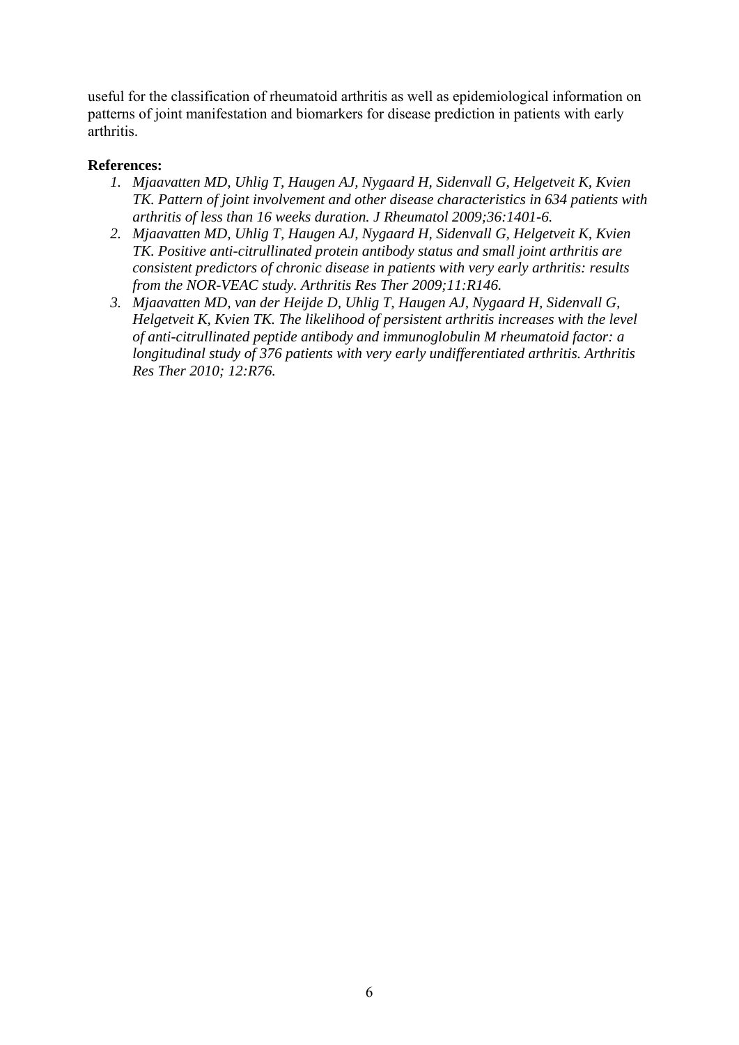useful for the classification of rheumatoid arthritis as well as epidemiological information on patterns of joint manifestation and biomarkers for disease prediction in patients with early arthritis.

**References:**

1. *Mjaavatten MD, Uhlig T, Haugen AJ, Nygaard H, Sidenvall G, Helgetveit K, Kvien TK. Pattern of joint involvement and other disease characteristics in 634 patients with arthritis of less than 16 weeks duration. J Rheumatol 2009;36:1401-6.*
2. *Mjaavatten MD, Uhlig T, Haugen AJ, Nygaard H, Sidenvall G, Helgetveit K, Kvien TK. Positive anti-citrullinated protein antibody status and small joint arthritis are consistent predictors of chronic disease in patients with very early arthritis: results from the NOR-VEAC study. Arthritis Res Ther 2009;11:R146.*
3. *Mjaavatten MD, van der Heijde D, Uhlig T, Haugen AJ, Nygaard H, Sidenvall G, Helgetveit K, Kvien TK. The likelihood of persistent arthritis increases with the level of anti-citrullinated peptide antibody and immunoglobulin M rheumatoid factor: a longitudinal study of 376 patients with very early undifferentiated arthritis. Arthritis Res Ther 2010; 12:R76.*